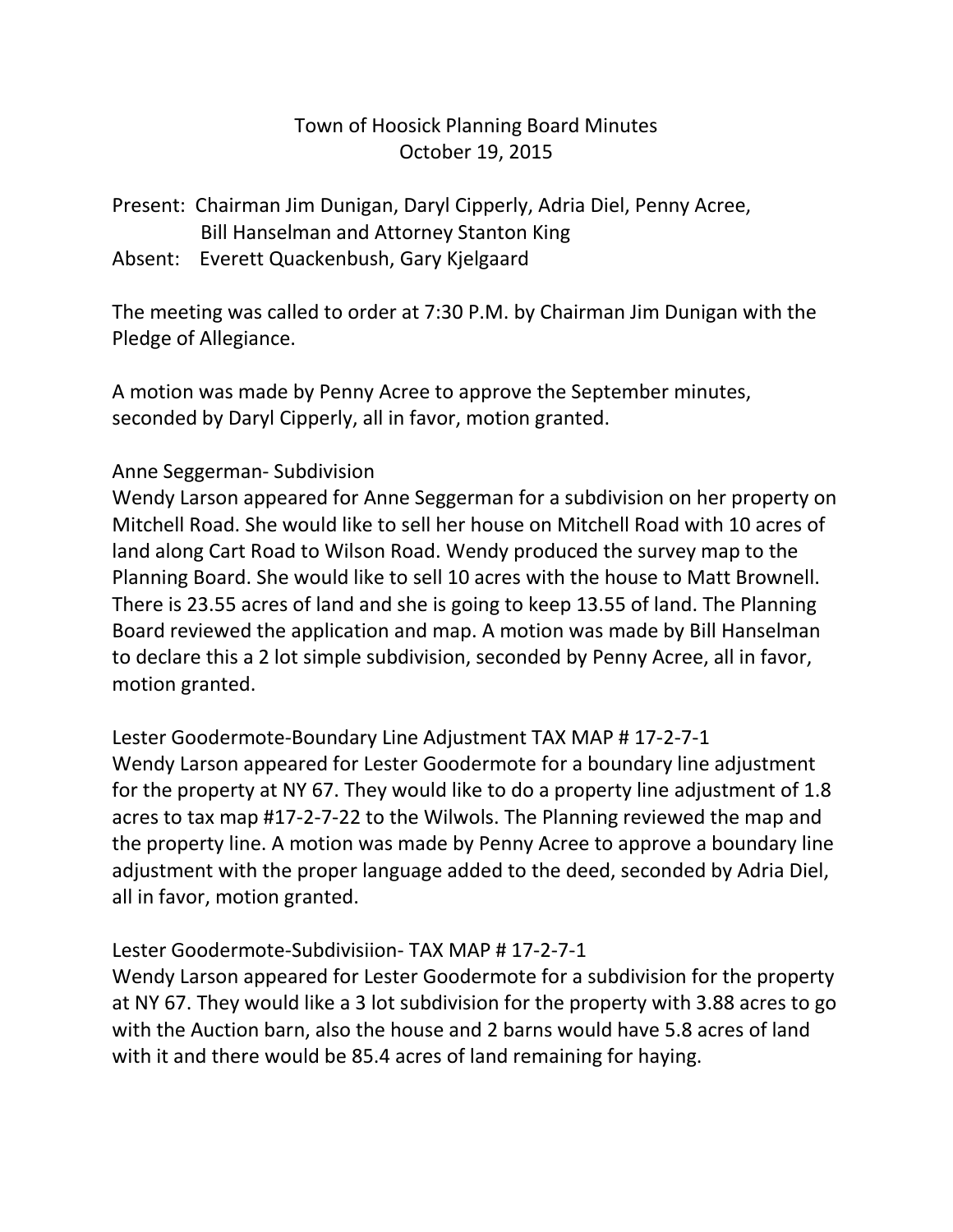# Town of Hoosick Planning Board Minutes

October 19, 2015

Present: Chairman Jim Dunigan, Daryl Cipperly, Adria Diel, Penny Acree, Bill Hanselman and Attorney Stanton King

Absent: Everett Quackenbush, Gary Kjelgaard

The meeting was called to order at 7:30 P.M. by Chairman Jim Dunigan with the Pledge of Allegiance.

A motion was made by Penny Acree to approve the September minutes, seconded by Daryl Cipperly, all in favor, motion granted.

Anne Seggerman- Subdivision

Wendy Larson appeared for Anne Seggerman for a subdivision on her property on Mitchell Road. She would like to sell her house on Mitchell Road with 10 acres of land along Cart Road to Wilson Road. Wendy produced the survey map to the Planning Board. She would like to sell 10 acres with the house to Matt Brownell. There is 23.55 acres of land and she is going to keep 13.55 of land. The Planning Board reviewed the application and map. A motion was made by Bill Hanselman to declare this a 2 lot simple subdivision, seconded by Penny Acree, all in favor, motion granted.

Lester Goodermote-Boundary Line Adjustment TAX MAP # 17-2-7-1

Wendy Larson appeared for Lester Goodermote for a boundary line adjustment for the property at NY 67. They would like to do a property line adjustment of 1.8 acres to tax map #17-2-7-22 to the Wilwols. The Planning reviewed the map and the property line. A motion was made by Penny Acree to approve a boundary line adjustment with the proper language added to the deed, seconded by Adria Diel, all in favor, motion granted.

Lester Goodermote-Subdivisiion- TAX MAP # 17-2-7-1

Wendy Larson appeared for Lester Goodermote for a subdivision for the property at NY 67. They would like a 3 lot subdivision for the property with 3.88 acres to go with the Auction barn, also the house and 2 barns would have 5.8 acres of land with it and there would be 85.4 acres of land remaining for haying.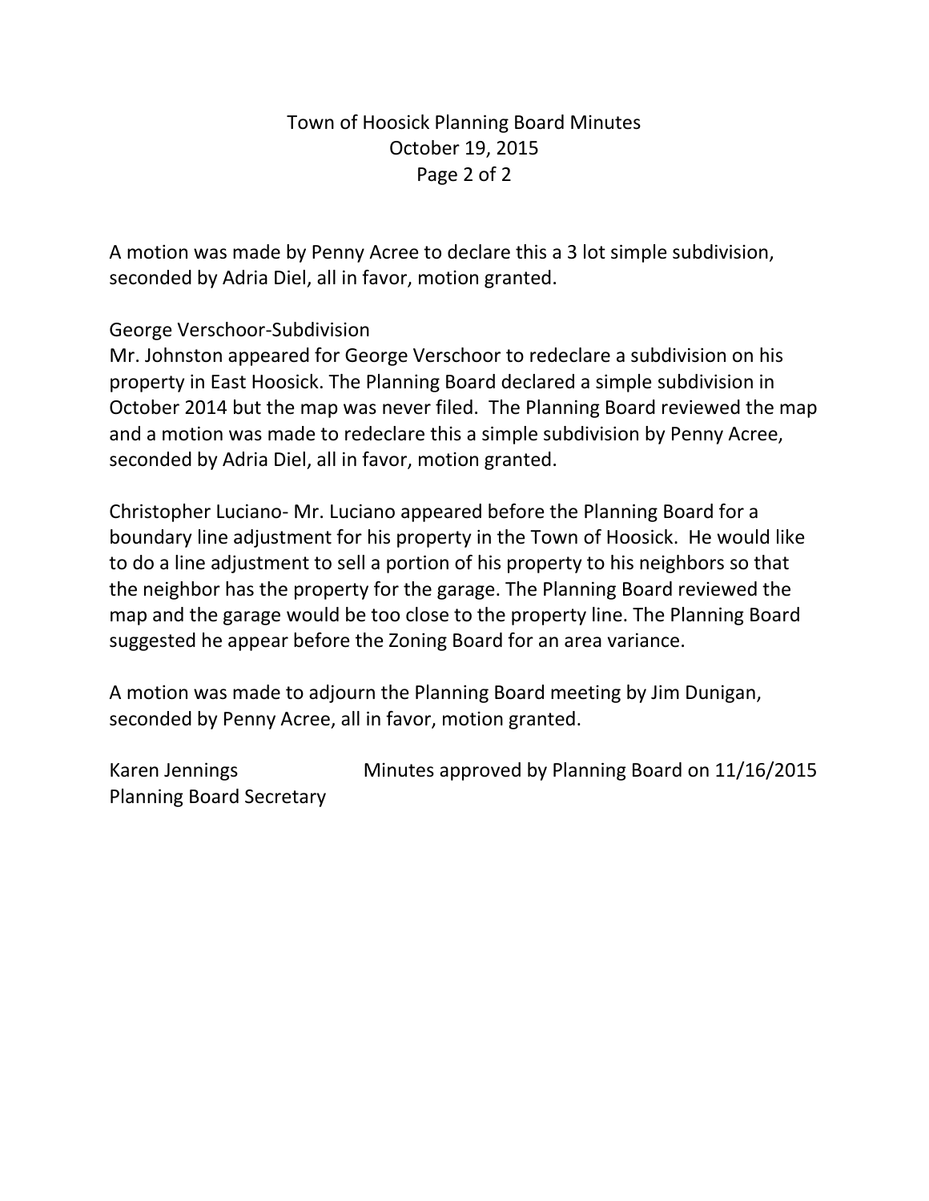A motion was made by Penny Acree to declare this a 3 lot simple subdivision, seconded by Adria Diel, all in favor, motion granted.

George Verschoor-Subdivision
Mr. Johnston appeared for George Verschoor to redeclare a subdivision on his property in East Hoosick. The Planning Board declared a simple subdivision in October 2014 but the map was never filed. The Planning Board reviewed the map and a motion was made to redeclare this a simple subdivision by Penny Acree, seconded by Adria Diel, all in favor, motion granted.

Christopher Luciano- Mr. Luciano appeared before the Planning Board for a boundary line adjustment for his property in the Town of Hoosick. He would like to do a line adjustment to sell a portion of his property to his neighbors so that the neighbor has the property for the garage. The Planning Board reviewed the map and the garage would be too close to the property line. The Planning Board suggested he appear before the Zoning Board for an area variance.

A motion was made to adjourn the Planning Board meeting by Jim Dunigan, seconded by Penny Acree, all in favor, motion granted.

Karen Jennings
Planning Board Secretary

Minutes approved by Planning Board on 11/16/2015